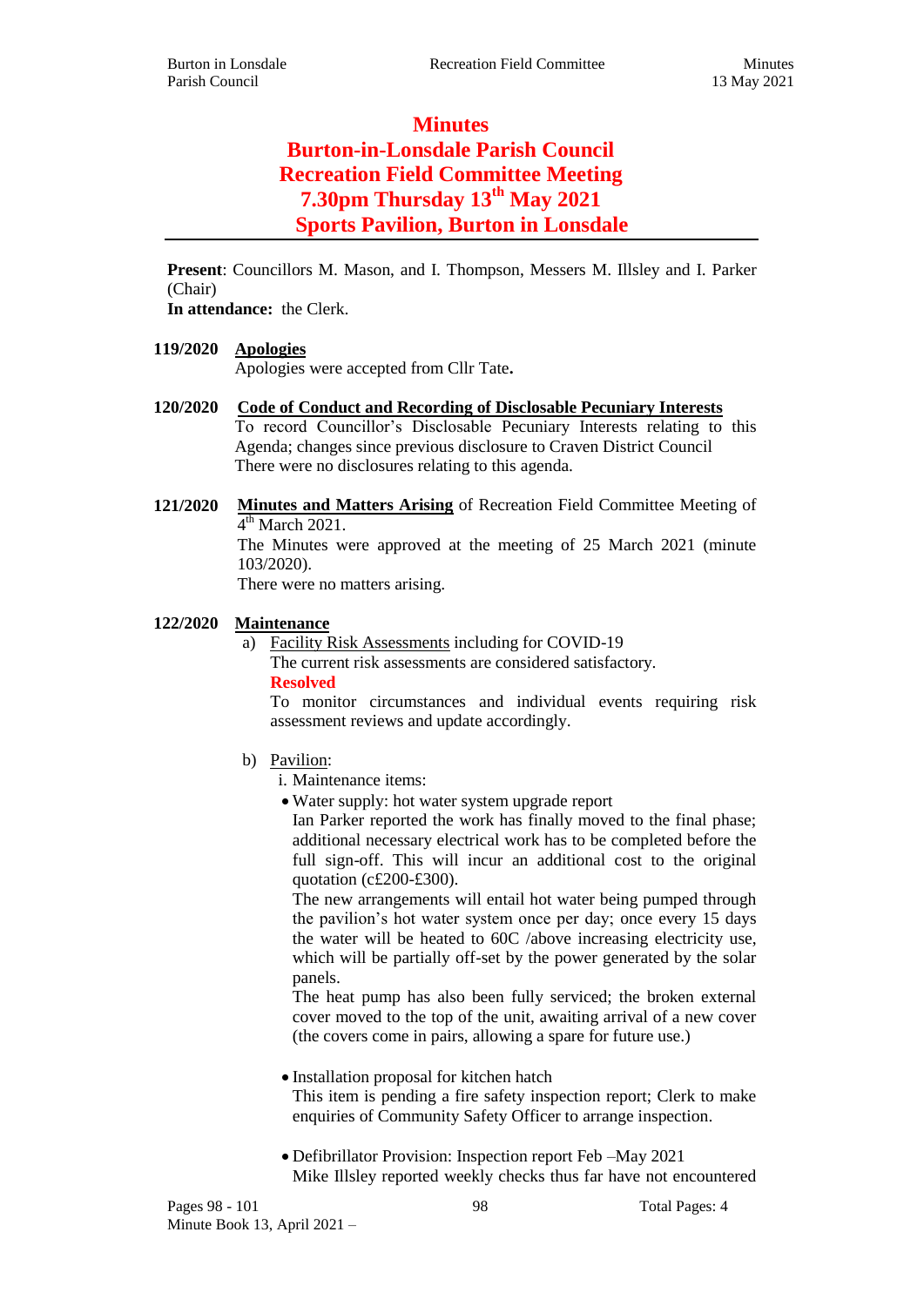# Minutes

# Burton-in-Lonsdale Parish Council
# Recreation Field Committee Meeting
# 7.30pm Thursday 13th May 2021
# Sports Pavilion, Burton in Lonsdale

**Present**: Councillors M. Mason, and I. Thompson, Messers M. Illsley and I. Parker (Chair)

**In attendance:** the Clerk.

**119/2020** **Apologies**

Apologies were accepted from Cllr Tate**.**

**120/2020** **Code of Conduct and Recording of Disclosable Pecuniary Interests**

To record Councillor's Disclosable Pecuniary Interests relating to this Agenda; changes since previous disclosure to Craven District Council

There were no disclosures relating to this agenda.

**121/2020** **Minutes and Matters Arising** of Recreation Field Committee Meeting of 4th March 2021.

The Minutes were approved at the meeting of 25 March 2021 (minute 103/2020).

There were no matters arising.

**122/2020** **Maintenance**

a) Facility Risk Assessments including for COVID-19

The current risk assessments are considered satisfactory.

**Resolved**

To monitor circumstances and individual events requiring risk assessment reviews and update accordingly.

b) Pavilion:

i. Maintenance items:

- Water supply: hot water system upgrade report

  Ian Parker reported the work has finally moved to the final phase; additional necessary electrical work has to be completed before the full sign-off. This will incur an additional cost to the original quotation (c£200-£300).

  The new arrangements will entail hot water being pumped through the pavilion's hot water system once per day; once every 15 days the water will be heated to 60C /above increasing electricity use, which will be partially off-set by the power generated by the solar panels.

  The heat pump has also been fully serviced; the broken external cover moved to the top of the unit, awaiting arrival of a new cover (the covers come in pairs, allowing a spare for future use.)

- Installation proposal for kitchen hatch

  This item is pending a fire safety inspection report; Clerk to make enquiries of Community Safety Officer to arrange inspection.

- Defibrillator Provision: Inspection report Feb –May 2021

  Mike Illsley reported weekly checks thus far have not encountered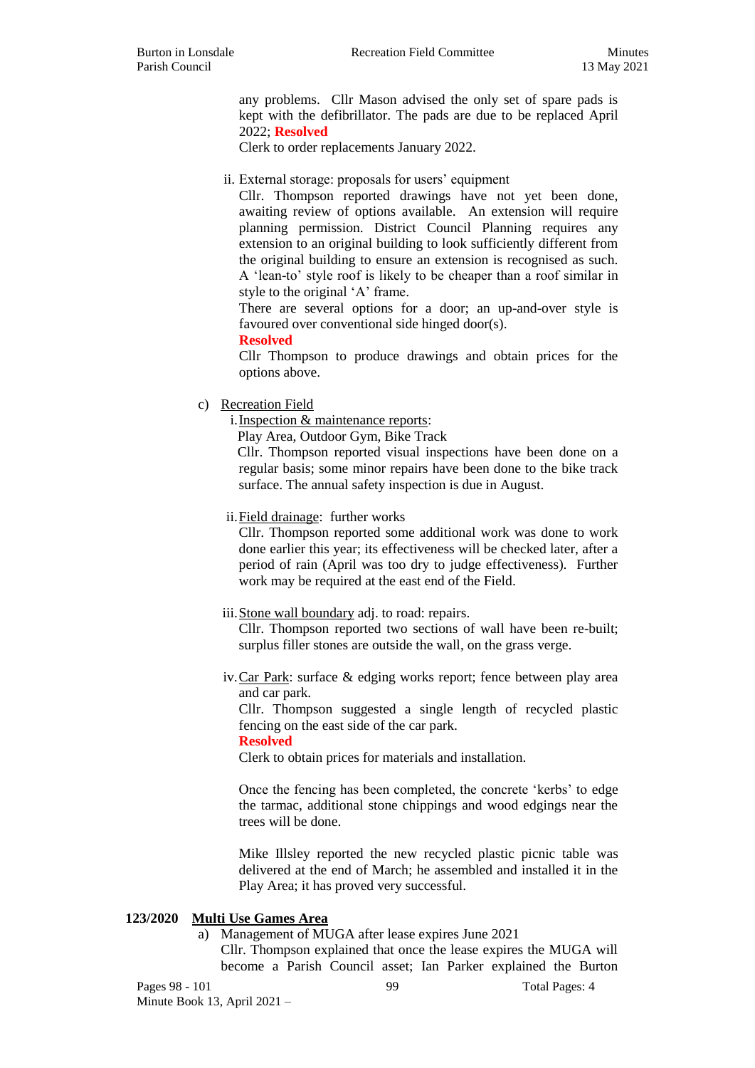any problems. Cllr Mason advised the only set of spare pads is kept with the defibrillator. The pads are due to be replaced April 2022; **Resolved**

Clerk to order replacements January 2022.

ii. External storage: proposals for users' equipment

Cllr. Thompson reported drawings have not yet been done, awaiting review of options available. An extension will require planning permission. District Council Planning requires any extension to an original building to look sufficiently different from the original building to ensure an extension is recognised as such. A 'lean-to' style roof is likely to be cheaper than a roof similar in style to the original 'A' frame.

There are several options for a door; an up-and-over style is favoured over conventional side hinged door(s).

**Resolved**

Cllr Thompson to produce drawings and obtain prices for the options above.

c) Recreation Field

i. Inspection & maintenance reports:

Play Area, Outdoor Gym, Bike Track

Cllr. Thompson reported visual inspections have been done on a regular basis; some minor repairs have been done to the bike track surface. The annual safety inspection is due in August.

ii. Field drainage: further works

Cllr. Thompson reported some additional work was done to work done earlier this year; its effectiveness will be checked later, after a period of rain (April was too dry to judge effectiveness). Further work may be required at the east end of the Field.

iii. Stone wall boundary adj. to road: repairs.

Cllr. Thompson reported two sections of wall have been re-built; surplus filler stones are outside the wall, on the grass verge.

iv. Car Park: surface & edging works report; fence between play area and car park.

Cllr. Thompson suggested a single length of recycled plastic fencing on the east side of the car park.

**Resolved**

Clerk to obtain prices for materials and installation.

Once the fencing has been completed, the concrete 'kerbs' to edge the tarmac, additional stone chippings and wood edgings near the trees will be done.

Mike Illsley reported the new recycled plastic picnic table was delivered at the end of March; he assembled and installed it in the Play Area; it has proved very successful.

**123/2020 Multi Use Games Area**

a) Management of MUGA after lease expires June 2021

Cllr. Thompson explained that once the lease expires the MUGA will become a Parish Council asset; Ian Parker explained the Burton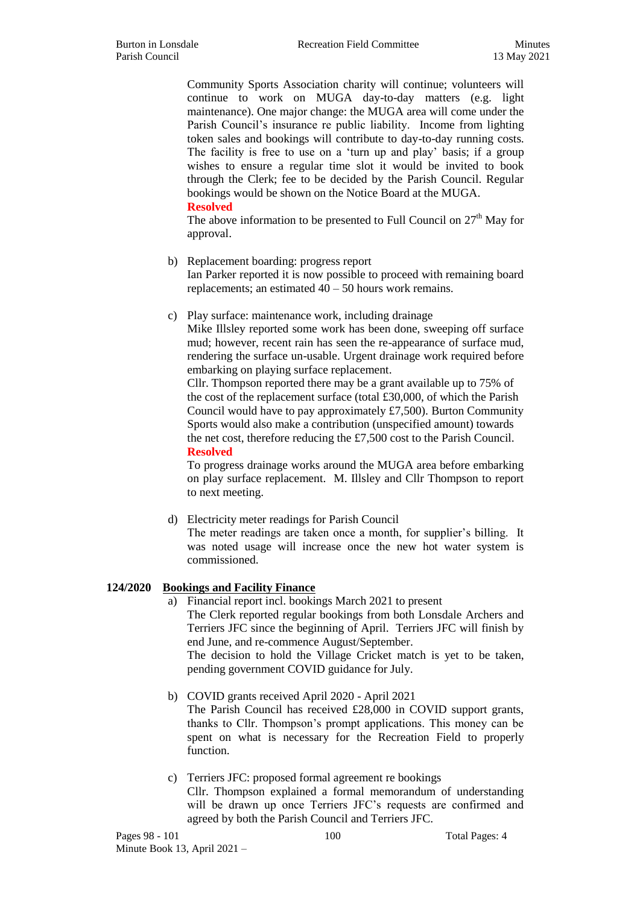Community Sports Association charity will continue; volunteers will continue to work on MUGA day-to-day matters (e.g. light maintenance). One major change: the MUGA area will come under the Parish Council's insurance re public liability. Income from lighting token sales and bookings will contribute to day-to-day running costs. The facility is free to use on a 'turn up and play' basis; if a group wishes to ensure a regular time slot it would be invited to book through the Clerk; fee to be decided by the Parish Council. Regular bookings would be shown on the Notice Board at the MUGA.

**Resolved**

The above information to be presented to Full Council on 27th May for approval.

b) Replacement boarding: progress report
Ian Parker reported it is now possible to proceed with remaining board replacements; an estimated 40 – 50 hours work remains.

c) Play surface: maintenance work, including drainage
Mike Illsley reported some work has been done, sweeping off surface mud; however, recent rain has seen the re-appearance of surface mud, rendering the surface un-usable. Urgent drainage work required before embarking on playing surface replacement.
Cllr. Thompson reported there may be a grant available up to 75% of the cost of the replacement surface (total £30,000, of which the Parish Council would have to pay approximately £7,500). Burton Community Sports would also make a contribution (unspecified amount) towards the net cost, therefore reducing the £7,500 cost to the Parish Council.

**Resolved**

To progress drainage works around the MUGA area before embarking on play surface replacement. M. Illsley and Cllr Thompson to report to next meeting.

d) Electricity meter readings for Parish Council
The meter readings are taken once a month, for supplier's billing. It was noted usage will increase once the new hot water system is commissioned.

**124/2020 Bookings and Facility Finance**

a) Financial report incl. bookings March 2021 to present
The Clerk reported regular bookings from both Lonsdale Archers and Terriers JFC since the beginning of April. Terriers JFC will finish by end June, and re-commence August/September.
The decision to hold the Village Cricket match is yet to be taken, pending government COVID guidance for July.

b) COVID grants received April 2020 - April 2021
The Parish Council has received £28,000 in COVID support grants, thanks to Cllr. Thompson's prompt applications. This money can be spent on what is necessary for the Recreation Field to properly function.

c) Terriers JFC: proposed formal agreement re bookings
Cllr. Thompson explained a formal memorandum of understanding will be drawn up once Terriers JFC's requests are confirmed and agreed by both the Parish Council and Terriers JFC.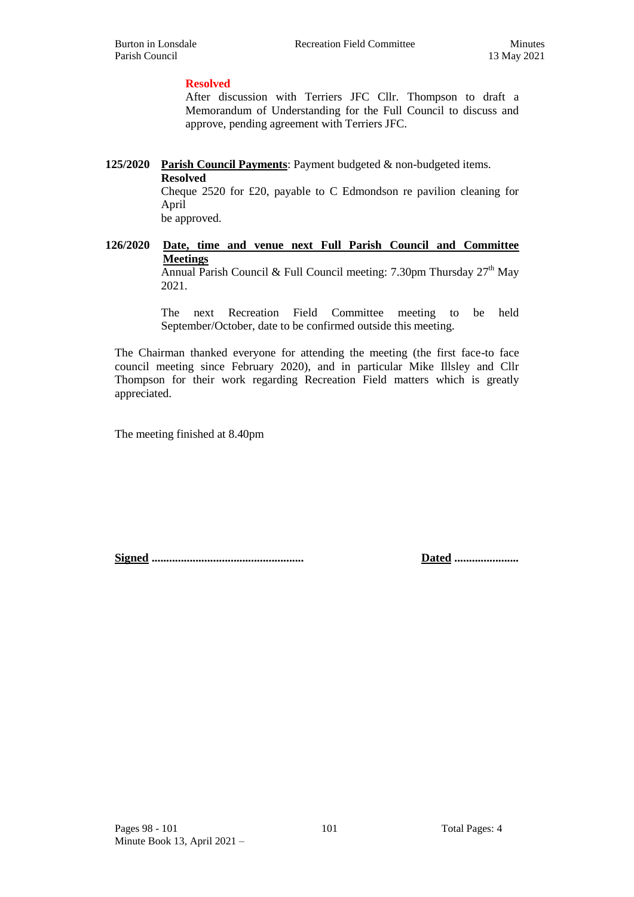**Resolved**

After discussion with Terriers JFC Cllr. Thompson to draft a Memorandum of Understanding for the Full Council to discuss and approve, pending agreement with Terriers JFC.

**125/2020** **Parish Council Payments**: Payment budgeted & non-budgeted items.

**Resolved**

Cheque 2520 for £20, payable to C Edmondson re pavilion cleaning for April be approved.

**126/2020** **Date, time and venue next Full Parish Council and Committee Meetings**

Annual Parish Council & Full Council meeting: 7.30pm Thursday 27th May 2021.

The next Recreation Field Committee meeting to be held September/October, date to be confirmed outside this meeting.

The Chairman thanked everyone for attending the meeting (the first face-to face council meeting since February 2020), and in particular Mike Illsley and Cllr Thompson for their work regarding Recreation Field matters which is greatly appreciated.

The meeting finished at 8.40pm

**Signed** ....................................................                **Dated** ......................